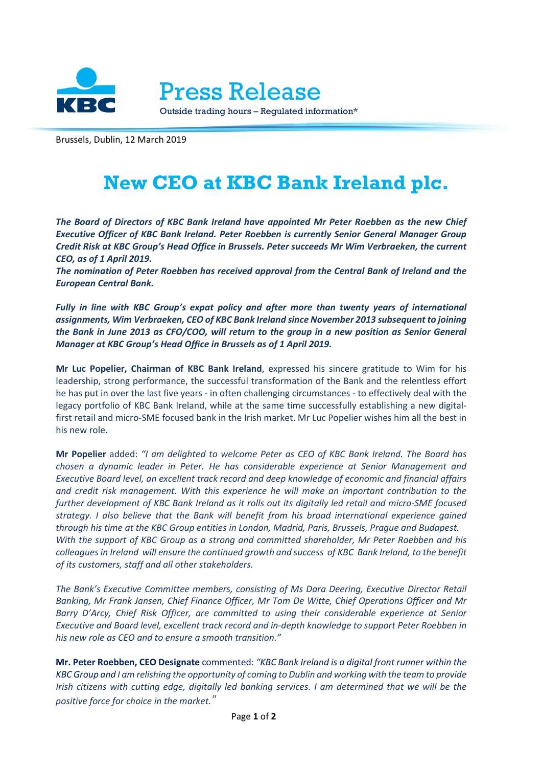KBC

# Press Release

Outside trading hours – Regulated information*

Brussels, Dublin, 12 March 2019

# New CEO at KBC Bank Ireland plc.

***The Board of Directors of KBC Bank Ireland have appointed Mr Peter Roebben as the new Chief Executive Officer of KBC Bank Ireland. Peter Roebben is currently Senior General Manager Group Credit Risk at KBC Group's Head Office in Brussels. Peter succeeds Mr Wim Verbraeken, the current CEO, as of 1 April 2019.***
***The nomination of Peter Roebben has received approval from the Central Bank of Ireland and the European Central Bank.***

***Fully in line with KBC Group's expat policy and after more than twenty years of international assignments, Wim Verbraeken, CEO of KBC Bank Ireland since November 2013 subsequent to joining the Bank in June 2013 as CFO/COO, will return to the group in a new position as Senior General Manager at KBC Group's Head Office in Brussels as of 1 April 2019.***

**Mr Luc Popelier, Chairman of KBC Bank Ireland**, expressed his sincere gratitude to Wim for his leadership, strong performance, the successful transformation of the Bank and the relentless effort he has put in over the last five years - in often challenging circumstances - to effectively deal with the legacy portfolio of KBC Bank Ireland, while at the same time successfully establishing a new digital-first retail and micro-SME focused bank in the Irish market. Mr Luc Popelier wishes him all the best in his new role.

**Mr Popelier** added: *"I am delighted to welcome Peter as CEO of KBC Bank Ireland. The Board has chosen a dynamic leader in Peter. He has considerable experience at Senior Management and Executive Board level, an excellent track record and deep knowledge of economic and financial affairs and credit risk management. With this experience he will make an important contribution to the further development of KBC Bank Ireland as it rolls out its digitally led retail and micro-SME focused strategy. I also believe that the Bank will benefit from his broad international experience gained through his time at the KBC Group entities in London, Madrid, Paris, Brussels, Prague and Budapest. With the support of KBC Group as a strong and committed shareholder, Mr Peter Roebben and his colleagues in Ireland will ensure the continued growth and success of KBC Bank Ireland, to the benefit of its customers, staff and all other stakeholders.*

*The Bank's Executive Committee members, consisting of Ms Dara Deering, Executive Director Retail Banking, Mr Frank Jansen, Chief Finance Officer, Mr Tom De Witte, Chief Operations Officer and Mr Barry D'Arcy, Chief Risk Officer, are committed to using their considerable experience at Senior Executive and Board level, excellent track record and in-depth knowledge to support Peter Roebben in his new role as CEO and to ensure a smooth transition."*

**Mr. Peter Roebben, CEO Designate** commented: *"KBC Bank Ireland is a digital front runner within the KBC Group and I am relishing the opportunity of coming to Dublin and working with the team to provide Irish citizens with cutting edge, digitally led banking services. I am determined that we will be the positive force for choice in the market."*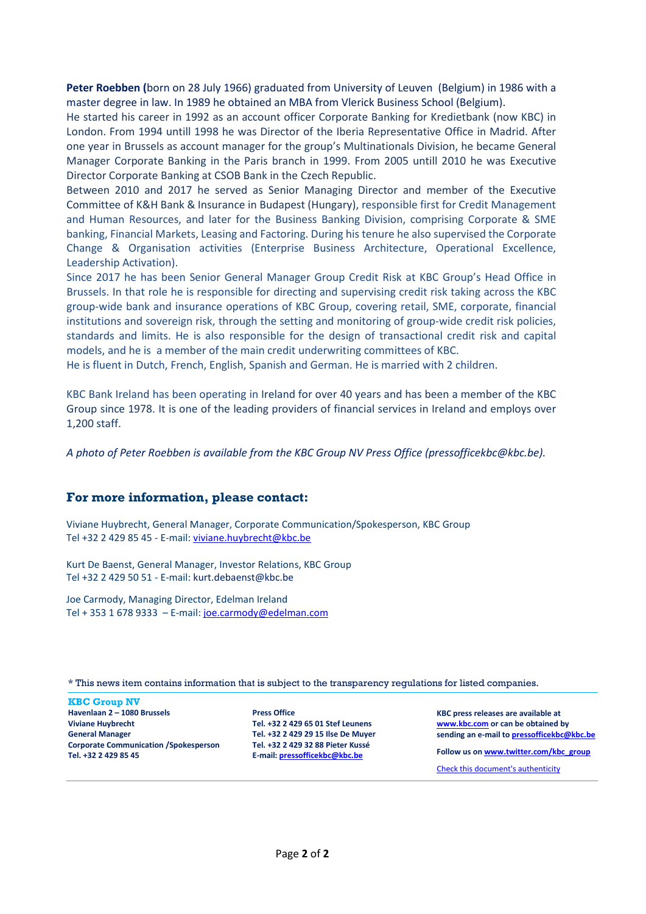**Peter Roebben (**born on 28 July 1966) graduated from University of Leuven (Belgium) in 1986 with a master degree in law. In 1989 he obtained an MBA from Vlerick Business School (Belgium).
He started his career in 1992 as an account officer Corporate Banking for Kredietbank (now KBC) in London. From 1994 untill 1998 he was Director of the Iberia Representative Office in Madrid. After one year in Brussels as account manager for the group's Multinationals Division, he became General Manager Corporate Banking in the Paris branch in 1999. From 2005 untill 2010 he was Executive Director Corporate Banking at CSOB Bank in the Czech Republic.
Between 2010 and 2017 he served as Senior Managing Director and member of the Executive Committee of K&H Bank & Insurance in Budapest (Hungary), responsible first for Credit Management and Human Resources, and later for the Business Banking Division, comprising Corporate & SME banking, Financial Markets, Leasing and Factoring. During his tenure he also supervised the Corporate Change & Organisation activities (Enterprise Business Architecture, Operational Excellence, Leadership Activation).
Since 2017 he has been Senior General Manager Group Credit Risk at KBC Group's Head Office in Brussels. In that role he is responsible for directing and supervising credit risk taking across the KBC group-wide bank and insurance operations of KBC Group, covering retail, SME, corporate, financial institutions and sovereign risk, through the setting and monitoring of group-wide credit risk policies, standards and limits. He is also responsible for the design of transactional credit risk and capital models, and he is a member of the main credit underwriting committees of KBC.
He is fluent in Dutch, French, English, Spanish and German. He is married with 2 children.

KBC Bank Ireland has been operating in Ireland for over 40 years and has been a member of the KBC Group since 1978. It is one of the leading providers of financial services in Ireland and employs over 1,200 staff.

*A photo of Peter Roebben is available from the KBC Group NV Press Office (pressofficekbc@kbc.be).*

## For more information, please contact:

Viviane Huybrecht, General Manager, Corporate Communication/Spokesperson, KBC Group
Tel +32 2 429 85 45 - E-mail: viviane.huybrecht@kbc.be

Kurt De Baenst, General Manager, Investor Relations, KBC Group
Tel +32 2 429 50 51 - E-mail: kurt.debaenst@kbc.be

Joe Carmody, Managing Director, Edelman Ireland
Tel + 353 1 678 9333 – E-mail: joe.carmody@edelman.com

\* This news item contains information that is subject to the transparency regulations for listed companies.

**KBC Group NV**
**Havenlaan 2 – 1080 Brussels**
**Viviane Huybrecht**
**General Manager**
**Corporate Communication /Spokesperson**
**Tel. +32 2 429 85 45**

**Press Office**
**Tel. +32 2 429 65 01 Stef Leunens**
**Tel. +32 2 429 29 15 Ilse De Muyer**
**Tel. +32 2 429 32 88 Pieter Kussé**
**E-mail: pressofficekbc@kbc.be**

**KBC press releases are available at www.kbc.com or can be obtained by sending an e-mail to pressofficekbc@kbc.be**

**Follow us on www.twitter.com/kbc_group**

Check this document's authenticity